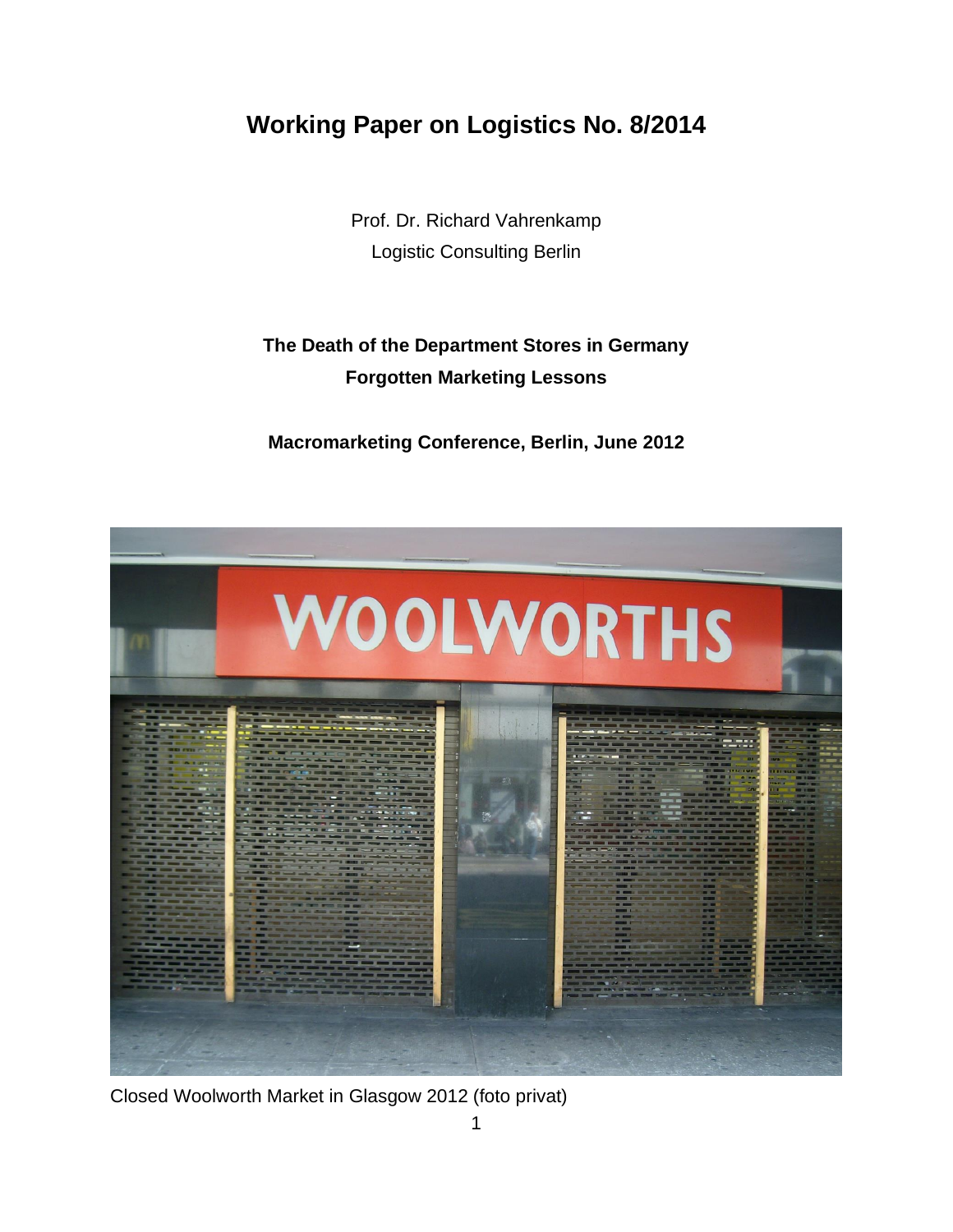# Working Paper on Logistics No. 8/2014

Prof. Dr. Richard Vahrenkamp

Logistic Consulting Berlin

**The Death of the Department Stores in Germany**

**Forgotten Marketing Lessons**

**Macromarketing Conference, Berlin, June 2012**

Closed Woolworth Market in Glasgow 2012 (foto privat)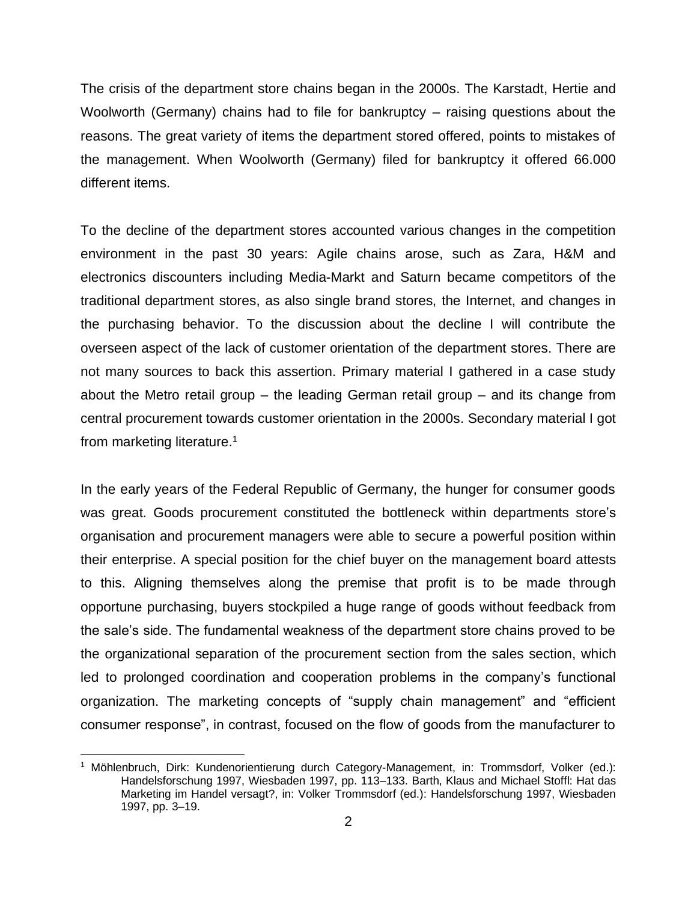The crisis of the department store chains began in the 2000s. The Karstadt, Hertie and Woolworth (Germany) chains had to file for bankruptcy – raising questions about the reasons. The great variety of items the department stored offered, points to mistakes of the management. When Woolworth (Germany) filed for bankruptcy it offered 66.000 different items.

To the decline of the department stores accounted various changes in the competition environment in the past 30 years: Agile chains arose, such as Zara, H&M and electronics discounters including Media-Markt and Saturn became competitors of the traditional department stores, as also single brand stores, the Internet, and changes in the purchasing behavior. To the discussion about the decline I will contribute the overseen aspect of the lack of customer orientation of the department stores. There are not many sources to back this assertion. Primary material I gathered in a case study about the Metro retail group – the leading German retail group – and its change from central procurement towards customer orientation in the 2000s. Secondary material I got from marketing literature.[1]

In the early years of the Federal Republic of Germany, the hunger for consumer goods was great. Goods procurement constituted the bottleneck within departments store's organisation and procurement managers were able to secure a powerful position within their enterprise. A special position for the chief buyer on the management board attests to this. Aligning themselves along the premise that profit is to be made through opportune purchasing, buyers stockpiled a huge range of goods without feedback from the sale's side. The fundamental weakness of the department store chains proved to be the organizational separation of the procurement section from the sales section, which led to prolonged coordination and cooperation problems in the company's functional organization. The marketing concepts of "supply chain management" and "efficient consumer response", in contrast, focused on the flow of goods from the manufacturer to

---

[1] Möhlenbruch, Dirk: Kundenorientierung durch Category-Management, in: Trommsdorf, Volker (ed.): Handelsforschung 1997, Wiesbaden 1997, pp. 113–133. Barth, Klaus and Michael Stoffl: Hat das Marketing im Handel versagt?, in: Volker Trommsdorf (ed.): Handelsforschung 1997, Wiesbaden 1997, pp. 3–19.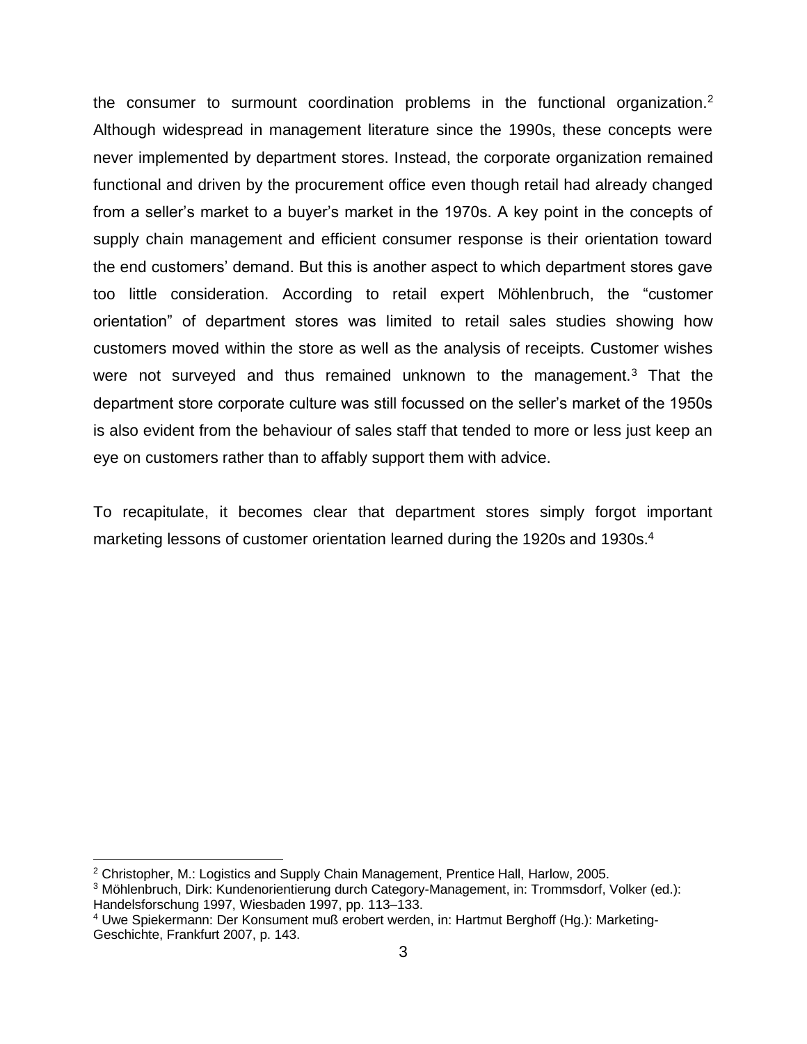the consumer to surmount coordination problems in the functional organization.[2] Although widespread in management literature since the 1990s, these concepts were never implemented by department stores. Instead, the corporate organization remained functional and driven by the procurement office even though retail had already changed from a seller's market to a buyer's market in the 1970s. A key point in the concepts of supply chain management and efficient consumer response is their orientation toward the end customers' demand. But this is another aspect to which department stores gave too little consideration. According to retail expert Möhlenbruch, the "customer orientation" of department stores was limited to retail sales studies showing how customers moved within the store as well as the analysis of receipts. Customer wishes were not surveyed and thus remained unknown to the management.[3] That the department store corporate culture was still focussed on the seller's market of the 1950s is also evident from the behaviour of sales staff that tended to more or less just keep an eye on customers rather than to affably support them with advice.

To recapitulate, it becomes clear that department stores simply forgot important marketing lessons of customer orientation learned during the 1920s and 1930s.[4]

---

[2] Christopher, M.: Logistics and Supply Chain Management, Prentice Hall, Harlow, 2005.

[3] Möhlenbruch, Dirk: Kundenorientierung durch Category-Management, in: Trommsdorf, Volker (ed.): Handelsforschung 1997, Wiesbaden 1997, pp. 113–133.

[4] Uwe Spiekermann: Der Konsument muß erobert werden, in: Hartmut Berghoff (Hg.): Marketing-Geschichte, Frankfurt 2007, p. 143.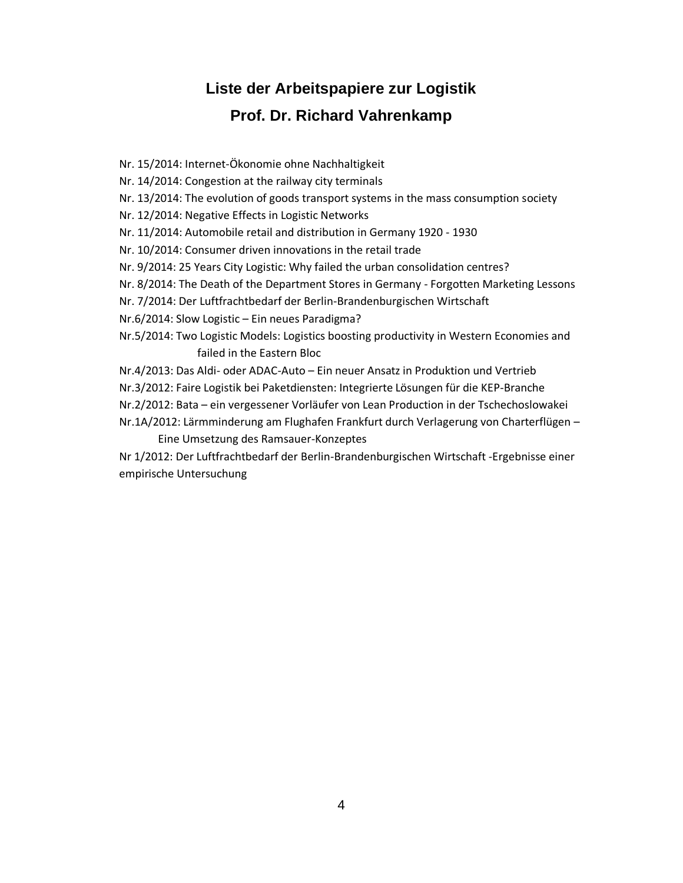# Liste der Arbeitspapiere zur Logistik

## Prof. Dr. Richard Vahrenkamp

Nr. 15/2014: Internet-Ökonomie ohne Nachhaltigkeit

Nr. 14/2014: Congestion at the railway city terminals

Nr. 13/2014: The evolution of goods transport systems in the mass consumption society

Nr. 12/2014: Negative Effects in Logistic Networks

Nr. 11/2014: Automobile retail and distribution in Germany 1920 - 1930

Nr. 10/2014: Consumer driven innovations in the retail trade

Nr. 9/2014: 25 Years City Logistic: Why failed the urban consolidation centres?

Nr. 8/2014: The Death of the Department Stores in Germany - Forgotten Marketing Lessons

Nr. 7/2014: Der Luftfrachtbedarf der Berlin-Brandenburgischen Wirtschaft

Nr.6/2014: Slow Logistic – Ein neues Paradigma?

Nr.5/2014: Two Logistic Models: Logistics boosting productivity in Western Economies and failed in the Eastern Bloc

Nr.4/2013: Das Aldi- oder ADAC-Auto – Ein neuer Ansatz in Produktion und Vertrieb

Nr.3/2012: Faire Logistik bei Paketdiensten: Integrierte Lösungen für die KEP-Branche

Nr.2/2012: Bata – ein vergessener Vorläufer von Lean Production in der Tschechoslowakei

Nr.1A/2012: Lärmminderung am Flughafen Frankfurt durch Verlagerung von Charterflügen – Eine Umsetzung des Ramsauer-Konzeptes

Nr 1/2012: Der Luftfrachtbedarf der Berlin-Brandenburgischen Wirtschaft -Ergebnisse einer empirische Untersuchung